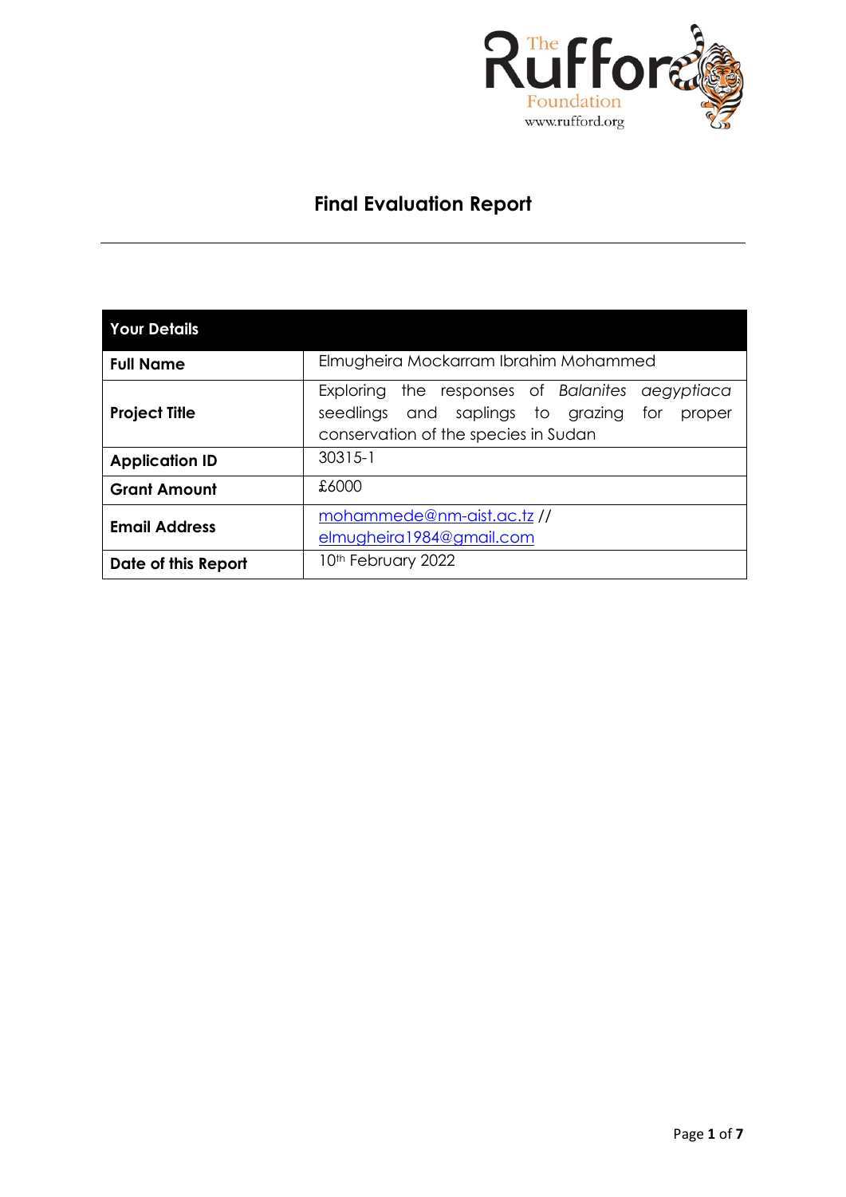# Final Evaluation Report

| Your Details | |
|---|---|
| **Full Name** | Elmugheira Mockarram Ibrahim Mohammed |
| **Project Title** | Exploring the responses of *Balanites aegyptiaca* seedlings and saplings to grazing for proper conservation of the species in Sudan |
| **Application ID** | 30315-1 |
| **Grant Amount** | £6000 |
| **Email Address** | mohammede@nm-aist.ac.tz // elmugheira1984@gmail.com |
| **Date of this Report** | 10th February 2022 |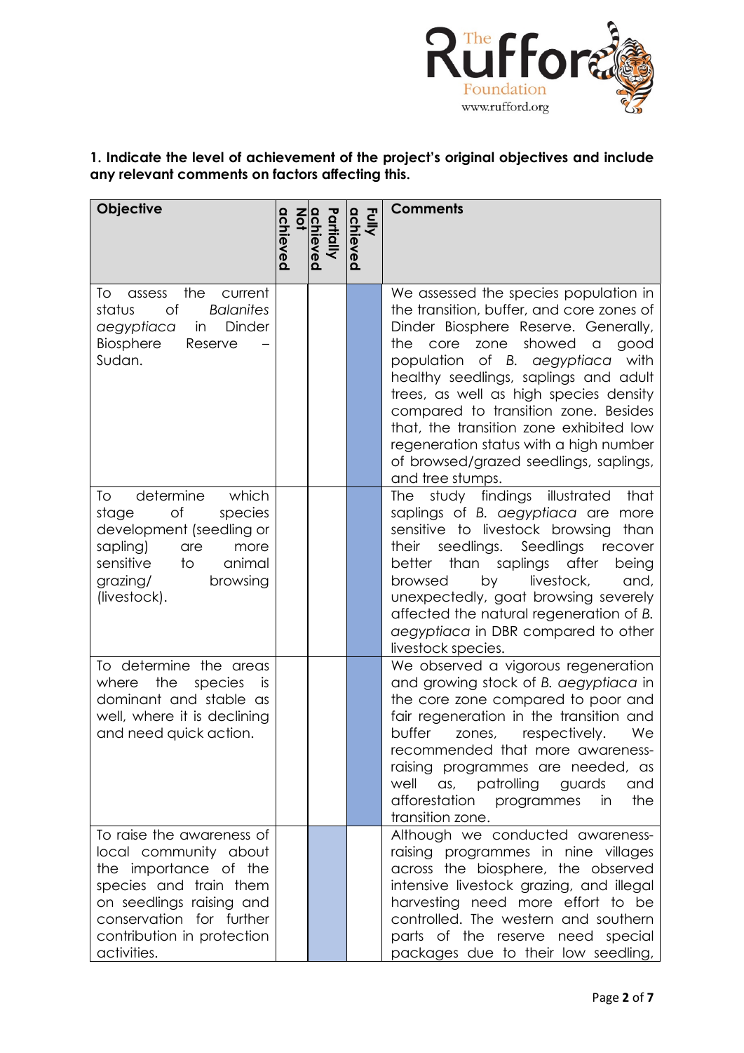**1. Indicate the level of achievement of the project's original objectives and include any relevant comments on factors affecting this.**

| Objective | Not achieved | Partially achieved | Fully achieved | Comments |
|---|---|---|---|---|
| To assess the current status of *Balanites aegyptiaca* in Dinder Biosphere Reserve – Sudan. | | | X | We assessed the species population in the transition, buffer, and core zones of Dinder Biosphere Reserve. Generally, the core zone showed a good population of *B. aegyptiaca* with healthy seedlings, saplings and adult trees, as well as high species density compared to transition zone. Besides that, the transition zone exhibited low regeneration status with a high number of browsed/grazed seedlings, saplings, and tree stumps. |
| To determine which stage of species development (seedling or sapling) are more sensitive to animal grazing/ browsing (livestock). | | | X | The study findings illustrated that saplings of *B. aegyptiaca* are more sensitive to livestock browsing than their seedlings. Seedlings recover better than saplings after being browsed by livestock, and, unexpectedly, goat browsing severely affected the natural regeneration of *B. aegyptiaca* in DBR compared to other livestock species. |
| To determine the areas where the species is dominant and stable as well, where it is declining and need quick action. | | | X | We observed a vigorous regeneration and growing stock of *B. aegyptiaca* in the core zone compared to poor and fair regeneration in the transition and buffer zones, respectively. We recommended that more awareness-raising programmes are needed, as well as, patrolling guards and afforestation programmes in the transition zone. |
| To raise the awareness of local community about the importance of the species and train them on seedlings raising and conservation for further contribution in protection activities. | | X | | Although we conducted awareness-raising programmes in nine villages across the biosphere, the observed intensive livestock grazing, and illegal harvesting need more effort to be controlled. The western and southern parts of the reserve need special packages due to their low seedling, |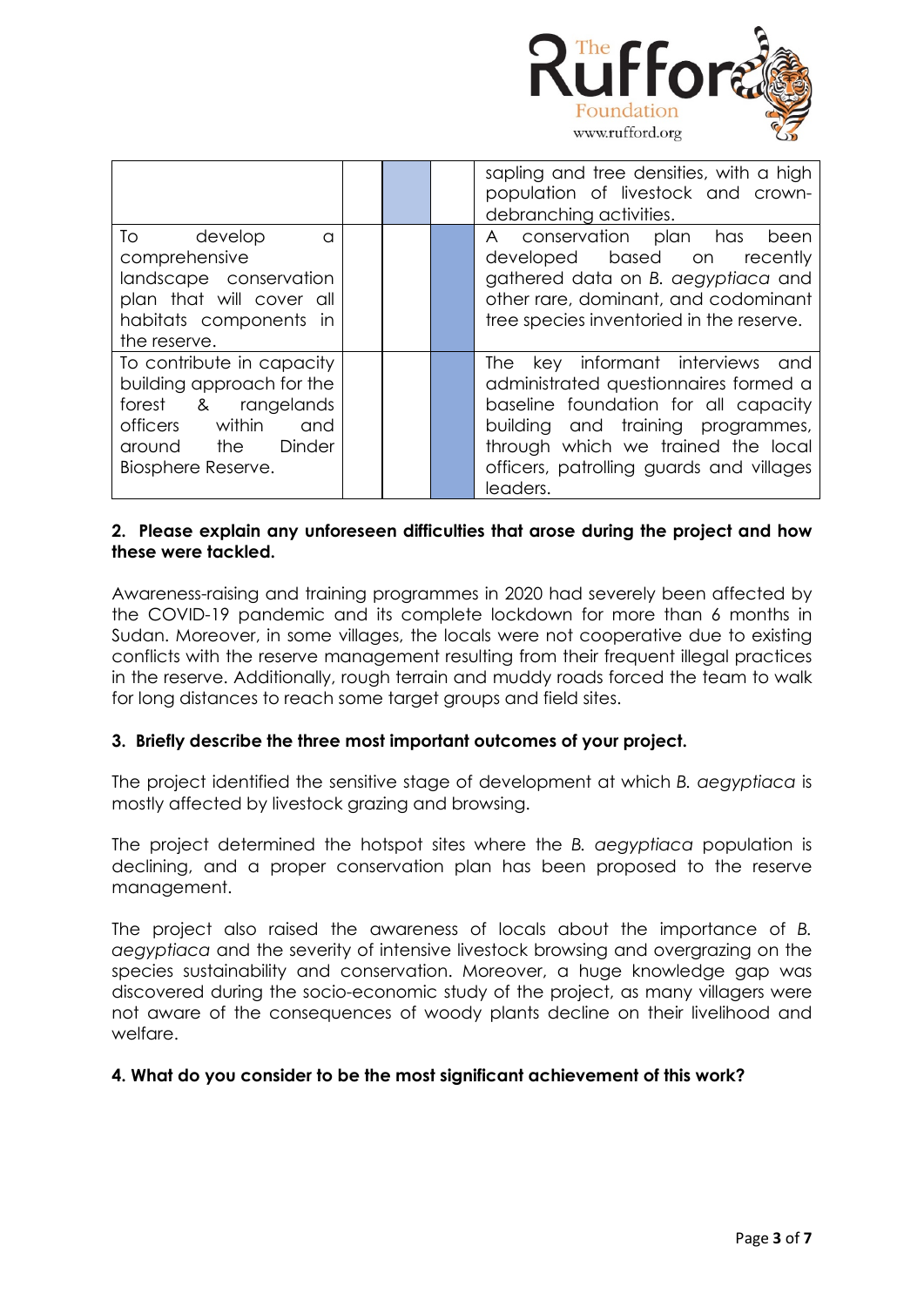| | | | | |
|---|---|---|---|---|
| | | | | sapling and tree densities, with a high population of livestock and crown-debranching activities. |
| To develop a comprehensive landscape conservation plan that will cover all habitats components in the reserve. | | | | A conservation plan has been developed based on recently gathered data on *B. aegyptiaca* and other rare, dominant, and codominant tree species inventoried in the reserve. |
| To contribute in capacity building approach for the forest & rangelands officers within and around the Dinder Biosphere Reserve. | | | | The key informant interviews and administrated questionnaires formed a baseline foundation for all capacity building and training programmes, through which we trained the local officers, patrolling guards and villages leaders. |

**2. Please explain any unforeseen difficulties that arose during the project and how these were tackled.**

Awareness-raising and training programmes in 2020 had severely been affected by the COVID-19 pandemic and its complete lockdown for more than 6 months in Sudan. Moreover, in some villages, the locals were not cooperative due to existing conflicts with the reserve management resulting from their frequent illegal practices in the reserve. Additionally, rough terrain and muddy roads forced the team to walk for long distances to reach some target groups and field sites.

**3. Briefly describe the three most important outcomes of your project.**

The project identified the sensitive stage of development at which *B. aegyptiaca* is mostly affected by livestock grazing and browsing.

The project determined the hotspot sites where the *B. aegyptiaca* population is declining, and a proper conservation plan has been proposed to the reserve management.

The project also raised the awareness of locals about the importance of *B. aegyptiaca* and the severity of intensive livestock browsing and overgrazing on the species sustainability and conservation. Moreover, a huge knowledge gap was discovered during the socio-economic study of the project, as many villagers were not aware of the consequences of woody plants decline on their livelihood and welfare.

**4. What do you consider to be the most significant achievement of this work?**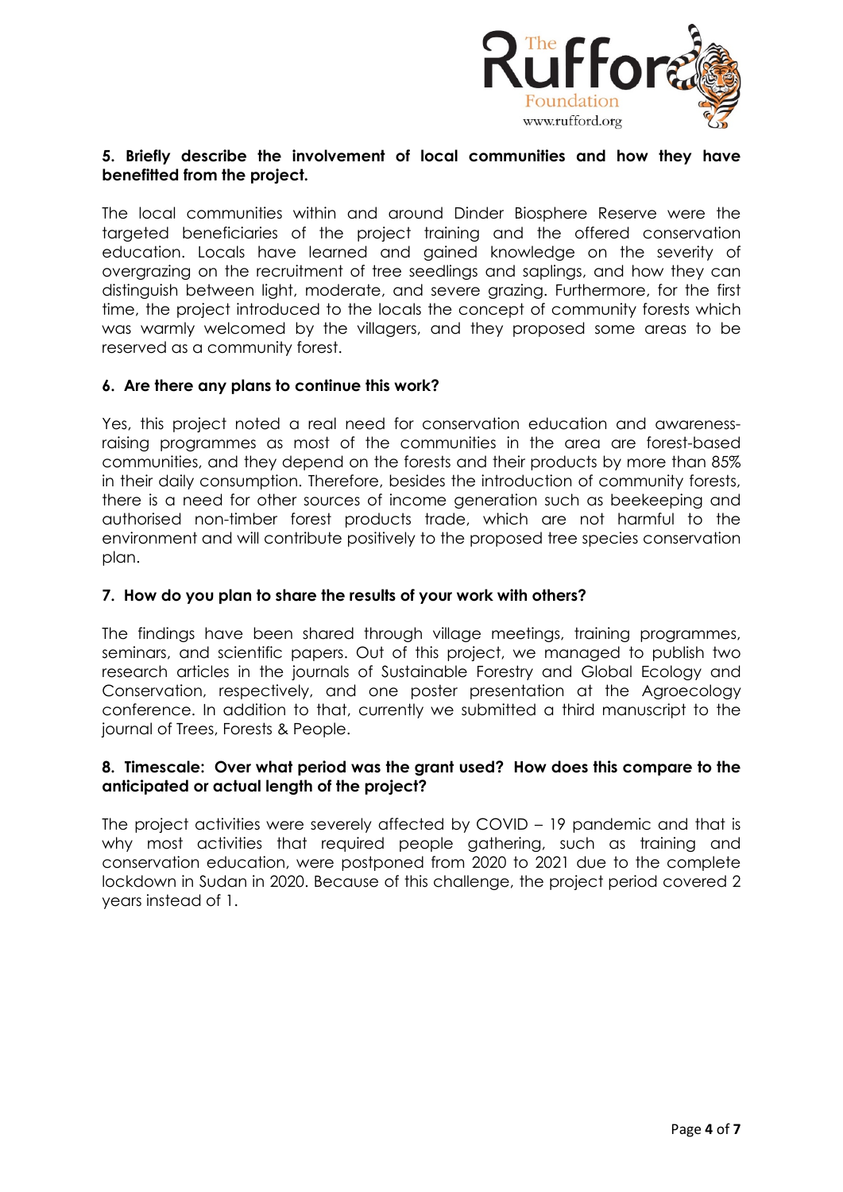**5. Briefly describe the involvement of local communities and how they have benefitted from the project.**

The local communities within and around Dinder Biosphere Reserve were the targeted beneficiaries of the project training and the offered conservation education. Locals have learned and gained knowledge on the severity of overgrazing on the recruitment of tree seedlings and saplings, and how they can distinguish between light, moderate, and severe grazing. Furthermore, for the first time, the project introduced to the locals the concept of community forests which was warmly welcomed by the villagers, and they proposed some areas to be reserved as a community forest.

**6. Are there any plans to continue this work?**

Yes, this project noted a real need for conservation education and awareness-raising programmes as most of the communities in the area are forest-based communities, and they depend on the forests and their products by more than 85% in their daily consumption. Therefore, besides the introduction of community forests, there is a need for other sources of income generation such as beekeeping and authorised non-timber forest products trade, which are not harmful to the environment and will contribute positively to the proposed tree species conservation plan.

**7. How do you plan to share the results of your work with others?**

The findings have been shared through village meetings, training programmes, seminars, and scientific papers. Out of this project, we managed to publish two research articles in the journals of Sustainable Forestry and Global Ecology and Conservation, respectively, and one poster presentation at the Agroecology conference. In addition to that, currently we submitted a third manuscript to the journal of Trees, Forests & People.

**8. Timescale: Over what period was the grant used? How does this compare to the anticipated or actual length of the project?**

The project activities were severely affected by COVID – 19 pandemic and that is why most activities that required people gathering, such as training and conservation education, were postponed from 2020 to 2021 due to the complete lockdown in Sudan in 2020. Because of this challenge, the project period covered 2 years instead of 1.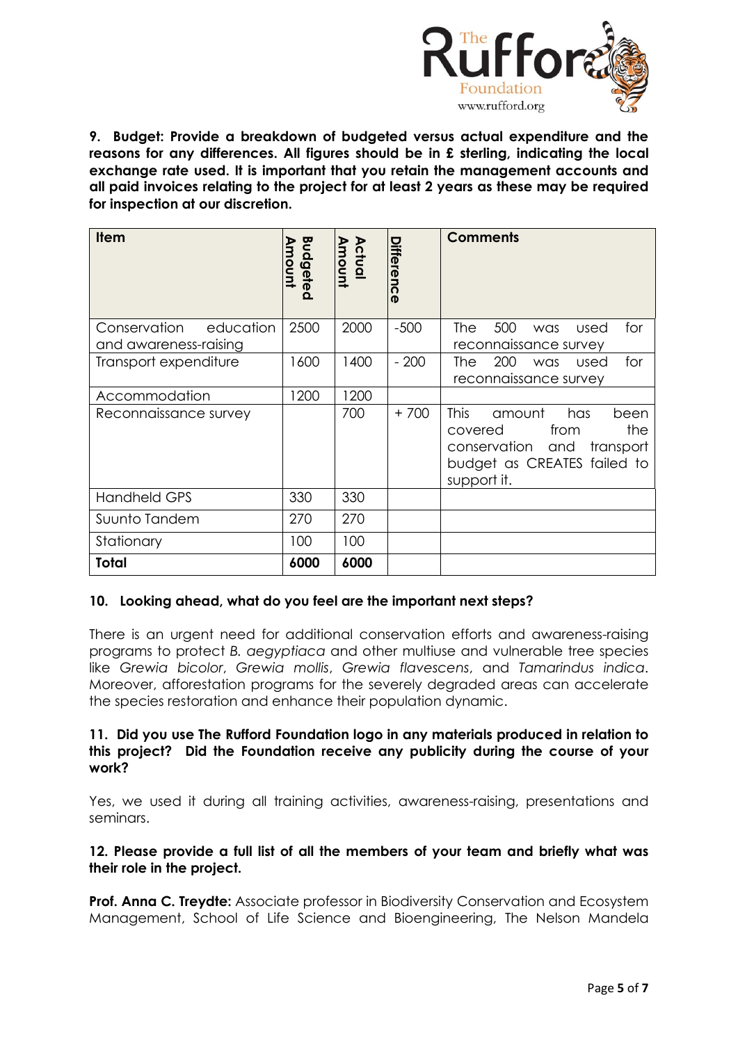**9. Budget: Provide a breakdown of budgeted versus actual expenditure and the reasons for any differences. All figures should be in £ sterling, indicating the local exchange rate used. It is important that you retain the management accounts and all paid invoices relating to the project for at least 2 years as these may be required for inspection at our discretion.**

| Item | Budgeted Amount | Actual Amount | Difference | Comments |
|---|---|---|---|---|
| Conservation education and awareness-raising | 2500 | 2000 | -500 | The 500 was used for reconnaissance survey |
| Transport expenditure | 1600 | 1400 | - 200 | The 200 was used for reconnaissance survey |
| Accommodation | 1200 | 1200 | | |
| Reconnaissance survey | | 700 | + 700 | This amount has been covered from the conservation and transport budget as CREATES failed to support it. |
| Handheld GPS | 330 | 330 | | |
| Suunto Tandem | 270 | 270 | | |
| Stationary | 100 | 100 | | |
| **Total** | **6000** | **6000** | | |

**10. Looking ahead, what do you feel are the important next steps?**

There is an urgent need for additional conservation efforts and awareness-raising programs to protect *B. aegyptiaca* and other multiuse and vulnerable tree species like *Grewia bicolor*, *Grewia mollis*, *Grewia flavescens*, and *Tamarindus indica*. Moreover, afforestation programs for the severely degraded areas can accelerate the species restoration and enhance their population dynamic.

**11. Did you use The Rufford Foundation logo in any materials produced in relation to this project? Did the Foundation receive any publicity during the course of your work?**

Yes, we used it during all training activities, awareness-raising, presentations and seminars.

**12. Please provide a full list of all the members of your team and briefly what was their role in the project.**

**Prof. Anna C. Treydte:** Associate professor in Biodiversity Conservation and Ecosystem Management, School of Life Science and Bioengineering, The Nelson Mandela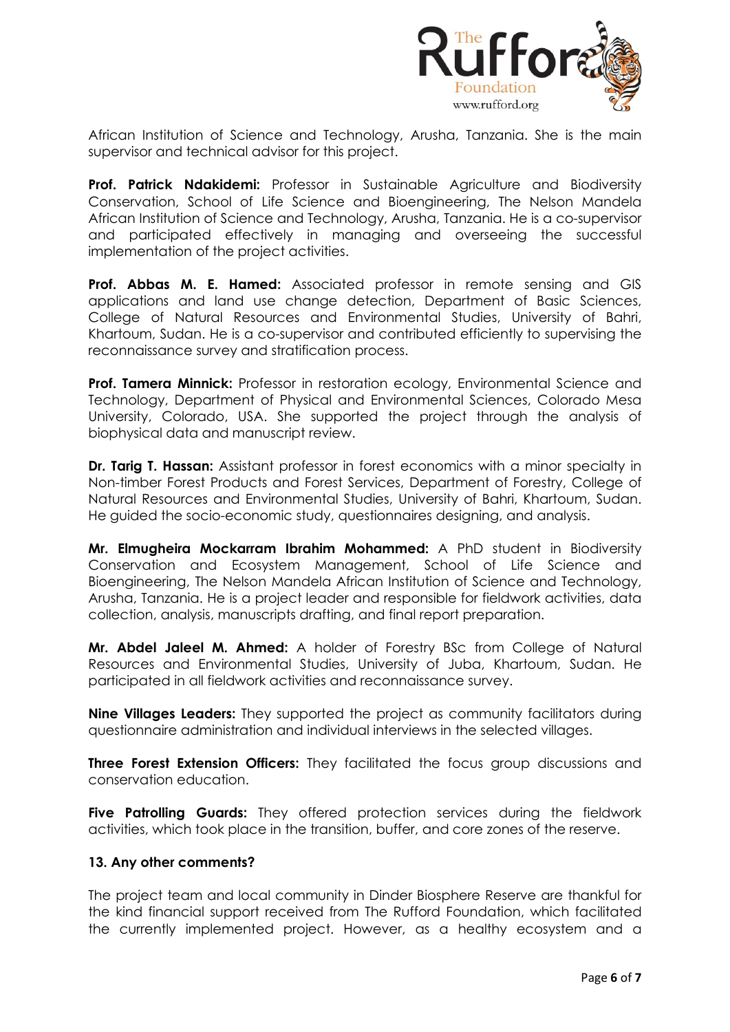African Institution of Science and Technology, Arusha, Tanzania. She is the main supervisor and technical advisor for this project.

**Prof. Patrick Ndakidemi:** Professor in Sustainable Agriculture and Biodiversity Conservation, School of Life Science and Bioengineering, The Nelson Mandela African Institution of Science and Technology, Arusha, Tanzania. He is a co-supervisor and participated effectively in managing and overseeing the successful implementation of the project activities.

**Prof. Abbas M. E. Hamed:** Associated professor in remote sensing and GIS applications and land use change detection, Department of Basic Sciences, College of Natural Resources and Environmental Studies, University of Bahri, Khartoum, Sudan. He is a co-supervisor and contributed efficiently to supervising the reconnaissance survey and stratification process.

**Prof. Tamera Minnick:** Professor in restoration ecology, Environmental Science and Technology, Department of Physical and Environmental Sciences, Colorado Mesa University, Colorado, USA. She supported the project through the analysis of biophysical data and manuscript review.

**Dr. Tarig T. Hassan:** Assistant professor in forest economics with a minor specialty in Non-timber Forest Products and Forest Services, Department of Forestry, College of Natural Resources and Environmental Studies, University of Bahri, Khartoum, Sudan. He guided the socio-economic study, questionnaires designing, and analysis.

**Mr. Elmugheira Mockarram Ibrahim Mohammed:** A PhD student in Biodiversity Conservation and Ecosystem Management, School of Life Science and Bioengineering, The Nelson Mandela African Institution of Science and Technology, Arusha, Tanzania. He is a project leader and responsible for fieldwork activities, data collection, analysis, manuscripts drafting, and final report preparation.

**Mr. Abdel Jaleel M. Ahmed:** A holder of Forestry BSc from College of Natural Resources and Environmental Studies, University of Juba, Khartoum, Sudan. He participated in all fieldwork activities and reconnaissance survey.

**Nine Villages Leaders:** They supported the project as community facilitators during questionnaire administration and individual interviews in the selected villages.

**Three Forest Extension Officers:** They facilitated the focus group discussions and conservation education.

**Five Patrolling Guards:** They offered protection services during the fieldwork activities, which took place in the transition, buffer, and core zones of the reserve.

**13. Any other comments?**

The project team and local community in Dinder Biosphere Reserve are thankful for the kind financial support received from The Rufford Foundation, which facilitated the currently implemented project. However, as a healthy ecosystem and a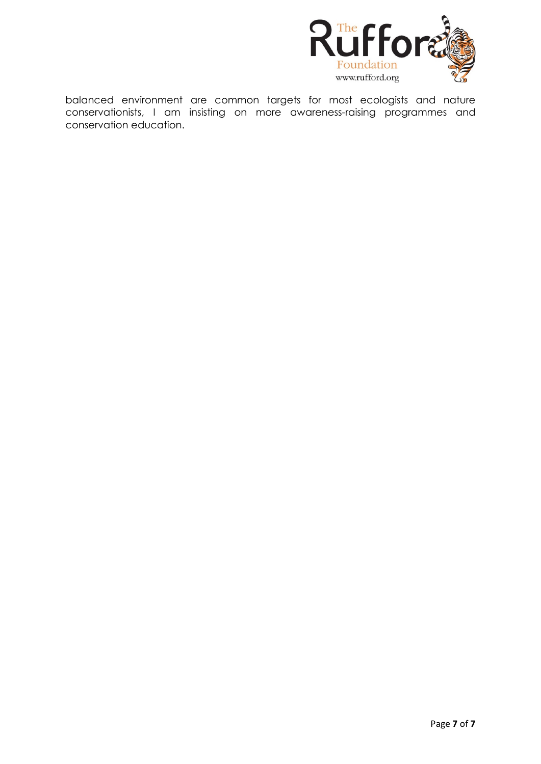balanced environment are common targets for most ecologists and nature conservationists, I am insisting on more awareness-raising programmes and conservation education.